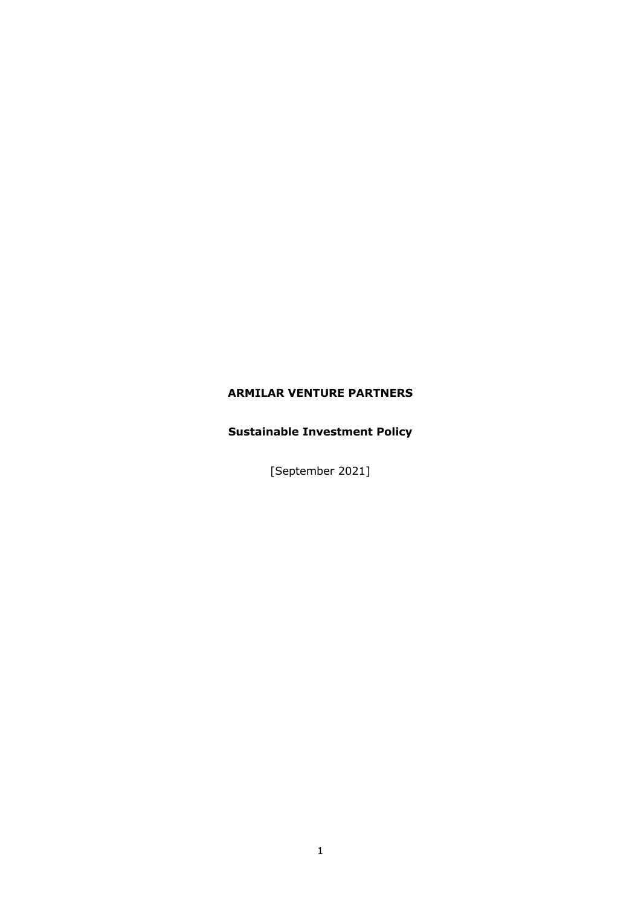**ARMILAR VENTURE PARTNERS**

**Sustainable Investment Policy**

[September 2021]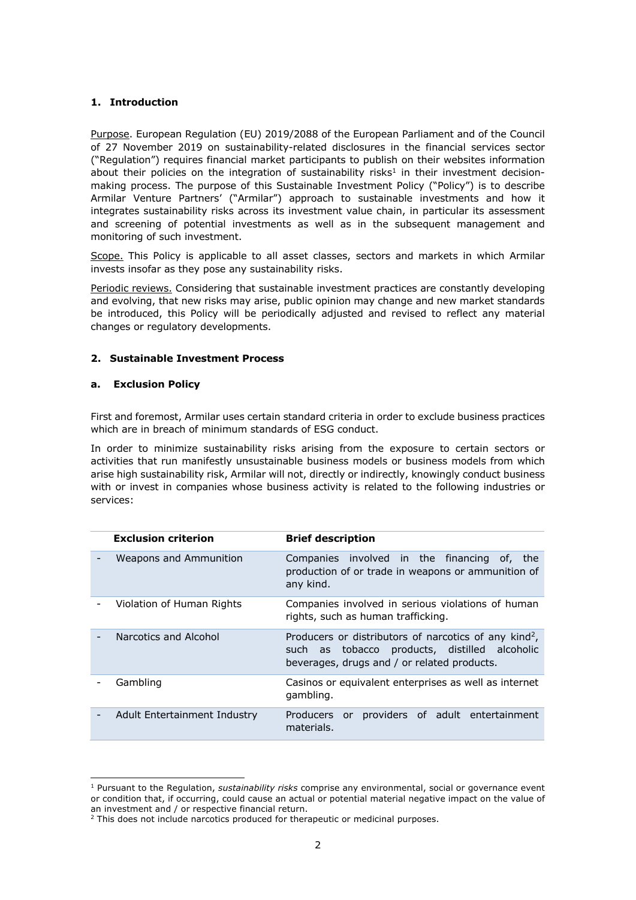## 1. Introduction

Purpose. European Regulation (EU) 2019/2088 of the European Parliament and of the Council of 27 November 2019 on sustainability-related disclosures in the financial services sector ("Regulation") requires financial market participants to publish on their websites information about their policies on the integration of sustainability risks[1] in their investment decision-making process. The purpose of this Sustainable Investment Policy ("Policy") is to describe Armilar Venture Partners' ("Armilar") approach to sustainable investments and how it integrates sustainability risks across its investment value chain, in particular its assessment and screening of potential investments as well as in the subsequent management and monitoring of such investment.

Scope. This Policy is applicable to all asset classes, sectors and markets in which Armilar invests insofar as they pose any sustainability risks.

Periodic reviews. Considering that sustainable investment practices are constantly developing and evolving, that new risks may arise, public opinion may change and new market standards be introduced, this Policy will be periodically adjusted and revised to reflect any material changes or regulatory developments.

## 2. Sustainable Investment Process

### a. Exclusion Policy

First and foremost, Armilar uses certain standard criteria in order to exclude business practices which are in breach of minimum standards of ESG conduct.

In order to minimize sustainability risks arising from the exposure to certain sectors or activities that run manifestly unsustainable business models or business models from which arise high sustainability risk, Armilar will not, directly or indirectly, knowingly conduct business with or invest in companies whose business activity is related to the following industries or services:

| | Exclusion criterion | Brief description |
|---|---|---|
| - | Weapons and Ammunition | Companies involved in the financing of, the production of or trade in weapons or ammunition of any kind. |
| - | Violation of Human Rights | Companies involved in serious violations of human rights, such as human trafficking. |
| - | Narcotics and Alcohol | Producers or distributors of narcotics of any kind[2], such as tobacco products, distilled alcoholic beverages, drugs and / or related products. |
| - | Gambling | Casinos or equivalent enterprises as well as internet gambling. |
| - | Adult Entertainment Industry | Producers or providers of adult entertainment materials. |

[1] Pursuant to the Regulation, *sustainability risks* comprise any environmental, social or governance event or condition that, if occurring, could cause an actual or potential material negative impact on the value of an investment and / or respective financial return.

[2] This does not include narcotics produced for therapeutic or medicinal purposes.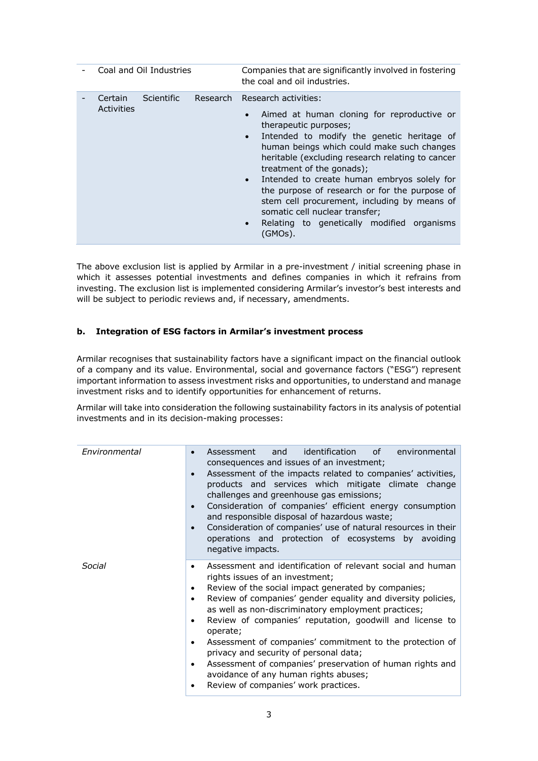| | |
|---|---|
| - Coal and Oil Industries | Companies that are significantly involved in fostering the coal and oil industries. |
| - Certain Scientific Research Activities | Research activities:<br>• Aimed at human cloning for reproductive or therapeutic purposes;<br>• Intended to modify the genetic heritage of human beings which could make such changes heritable (excluding research relating to cancer treatment of the gonads);<br>• Intended to create human embryos solely for the purpose of research or for the purpose of stem cell procurement, including by means of somatic cell nuclear transfer;<br>• Relating to genetically modified organisms (GMOs). |

The above exclusion list is applied by Armilar in a pre-investment / initial screening phase in which it assesses potential investments and defines companies in which it refrains from investing. The exclusion list is implemented considering Armilar's investor's best interests and will be subject to periodic reviews and, if necessary, amendments.

**b. Integration of ESG factors in Armilar's investment process**

Armilar recognises that sustainability factors have a significant impact on the financial outlook of a company and its value. Environmental, social and governance factors ("ESG") represent important information to assess investment risks and opportunities, to understand and manage investment risks and to identify opportunities for enhancement of returns.

Armilar will take into consideration the following sustainability factors in its analysis of potential investments and in its decision-making processes:

| | |
|---|---|
| *Environmental* | • Assessment and identification of environmental consequences and issues of an investment;<br>• Assessment of the impacts related to companies' activities, products and services which mitigate climate change challenges and greenhouse gas emissions;<br>• Consideration of companies' efficient energy consumption and responsible disposal of hazardous waste;<br>• Consideration of companies' use of natural resources in their operations and protection of ecosystems by avoiding negative impacts. |
| *Social* | • Assessment and identification of relevant social and human rights issues of an investment;<br>• Review of the social impact generated by companies;<br>• Review of companies' gender equality and diversity policies, as well as non-discriminatory employment practices;<br>• Review of companies' reputation, goodwill and license to operate;<br>• Assessment of companies' commitment to the protection of privacy and security of personal data;<br>• Assessment of companies' preservation of human rights and avoidance of any human rights abuses;<br>• Review of companies' work practices. |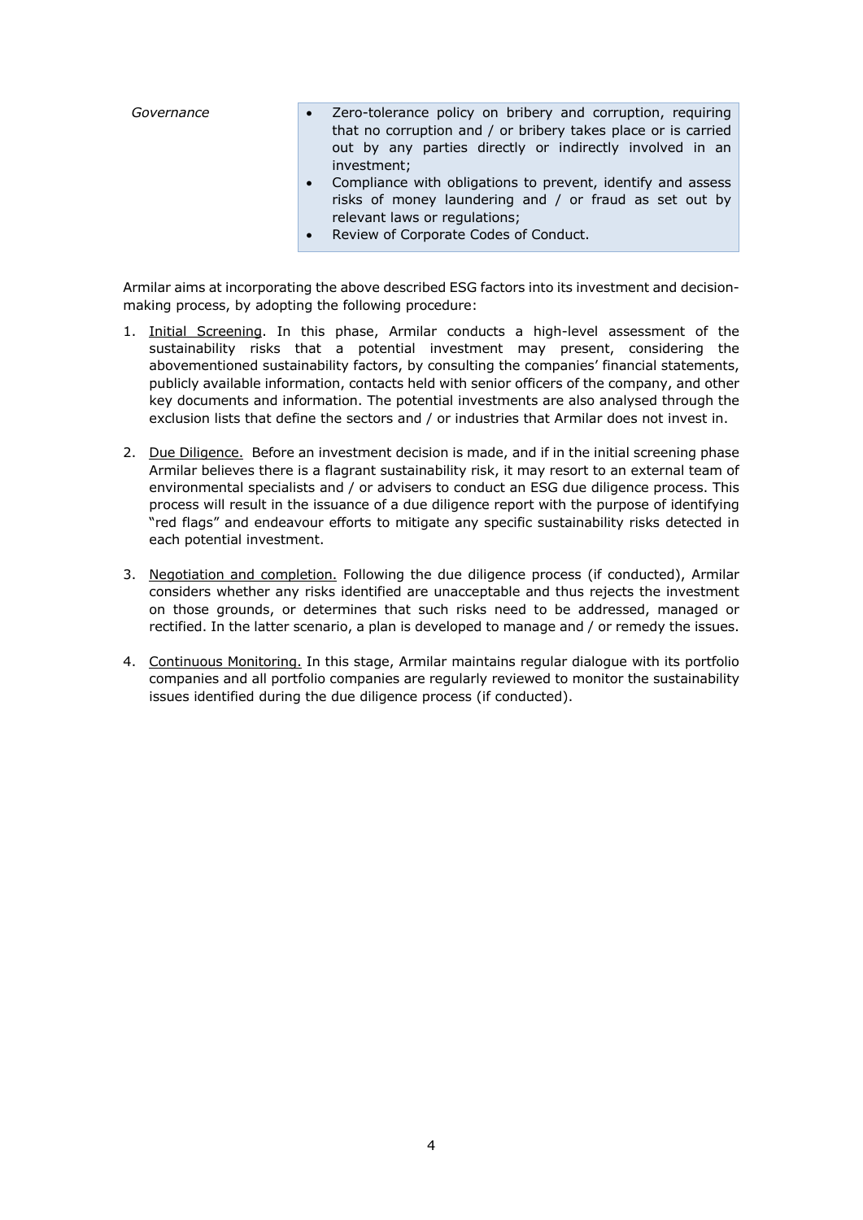| | |
|---|---|
| *Governance* | • Zero-tolerance policy on bribery and corruption, requiring that no corruption and / or bribery takes place or is carried out by any parties directly or indirectly involved in an investment;<br>• Compliance with obligations to prevent, identify and assess risks of money laundering and / or fraud as set out by relevant laws or regulations;<br>• Review of Corporate Codes of Conduct. |

Armilar aims at incorporating the above described ESG factors into its investment and decision-making process, by adopting the following procedure:

1. Initial Screening. In this phase, Armilar conducts a high-level assessment of the sustainability risks that a potential investment may present, considering the abovementioned sustainability factors, by consulting the companies' financial statements, publicly available information, contacts held with senior officers of the company, and other key documents and information. The potential investments are also analysed through the exclusion lists that define the sectors and / or industries that Armilar does not invest in.

2. Due Diligence. Before an investment decision is made, and if in the initial screening phase Armilar believes there is a flagrant sustainability risk, it may resort to an external team of environmental specialists and / or advisers to conduct an ESG due diligence process. This process will result in the issuance of a due diligence report with the purpose of identifying "red flags" and endeavour efforts to mitigate any specific sustainability risks detected in each potential investment.

3. Negotiation and completion. Following the due diligence process (if conducted), Armilar considers whether any risks identified are unacceptable and thus rejects the investment on those grounds, or determines that such risks need to be addressed, managed or rectified. In the latter scenario, a plan is developed to manage and / or remedy the issues.

4. Continuous Monitoring. In this stage, Armilar maintains regular dialogue with its portfolio companies and all portfolio companies are regularly reviewed to monitor the sustainability issues identified during the due diligence process (if conducted).